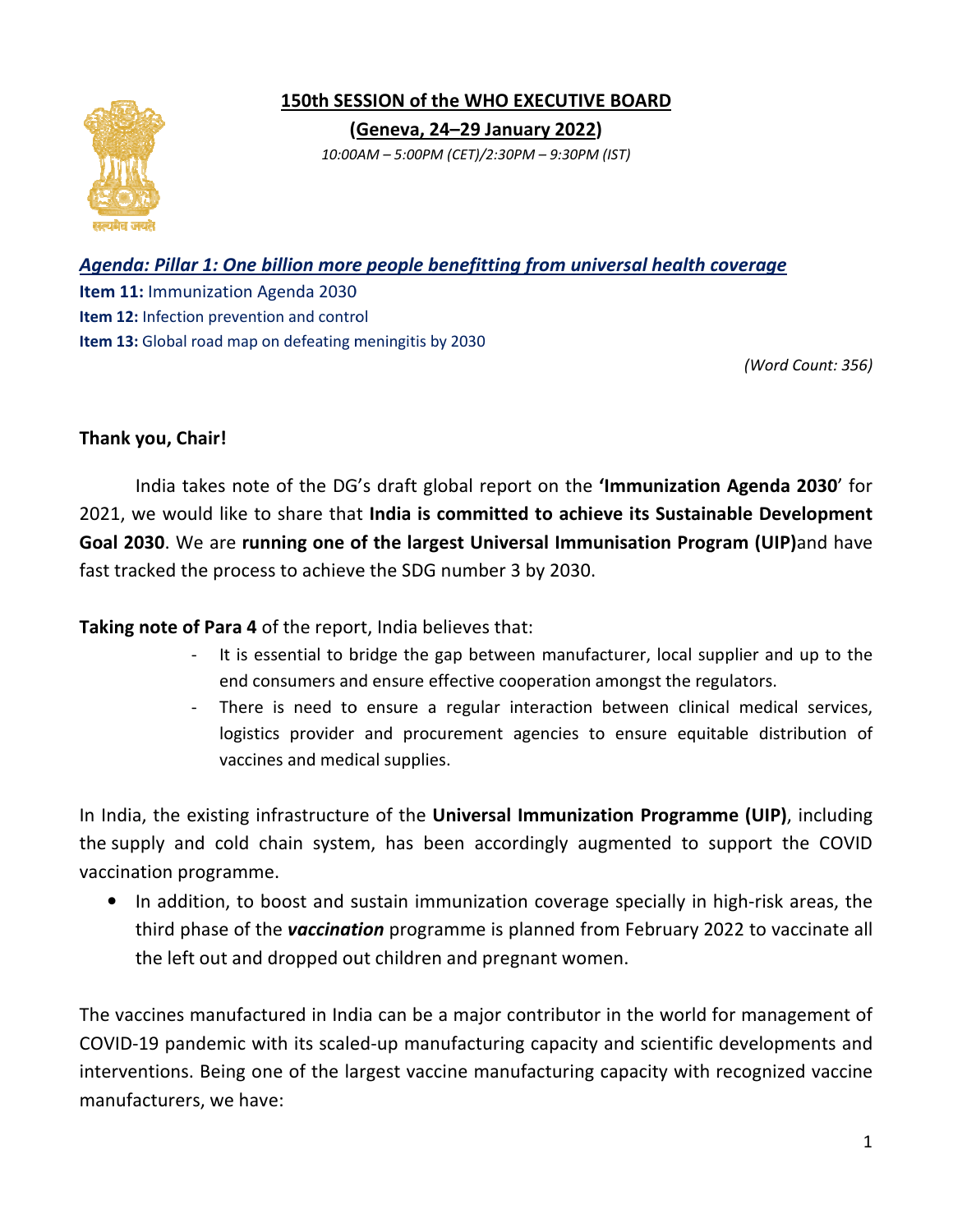## 150th SESSION of the WHO EXECUTIVE BOARD

**(Geneva, 24–29 January 2022)**

*10:00AM – 5:00PM (CET)/2:30PM – 9:30PM (IST)*

***Agenda: Pillar 1: One billion more people benefitting from universal health coverage***

**Item 11:** Immunization Agenda 2030
**Item 12:** Infection prevention and control
**Item 13:** Global road map on defeating meningitis by 2030

*(Word Count: 356)*

**Thank you, Chair!**

India takes note of the DG's draft global report on the **'Immunization Agenda 2030**' for 2021, we would like to share that **India is committed to achieve its Sustainable Development Goal 2030**. We are **running one of the largest Universal Immunisation Program (UIP)**and have fast tracked the process to achieve the SDG number 3 by 2030.

**Taking note of Para 4** of the report, India believes that:

- It is essential to bridge the gap between manufacturer, local supplier and up to the end consumers and ensure effective cooperation amongst the regulators.
- There is need to ensure a regular interaction between clinical medical services, logistics provider and procurement agencies to ensure equitable distribution of vaccines and medical supplies.

In India, the existing infrastructure of the **Universal Immunization Programme (UIP)**, including the supply and cold chain system, has been accordingly augmented to support the COVID vaccination programme.

- In addition, to boost and sustain immunization coverage specially in high-risk areas, the third phase of the ***vaccination*** programme is planned from February 2022 to vaccinate all the left out and dropped out children and pregnant women.

The vaccines manufactured in India can be a major contributor in the world for management of COVID-19 pandemic with its scaled-up manufacturing capacity and scientific developments and interventions. Being one of the largest vaccine manufacturing capacity with recognized vaccine manufacturers, we have: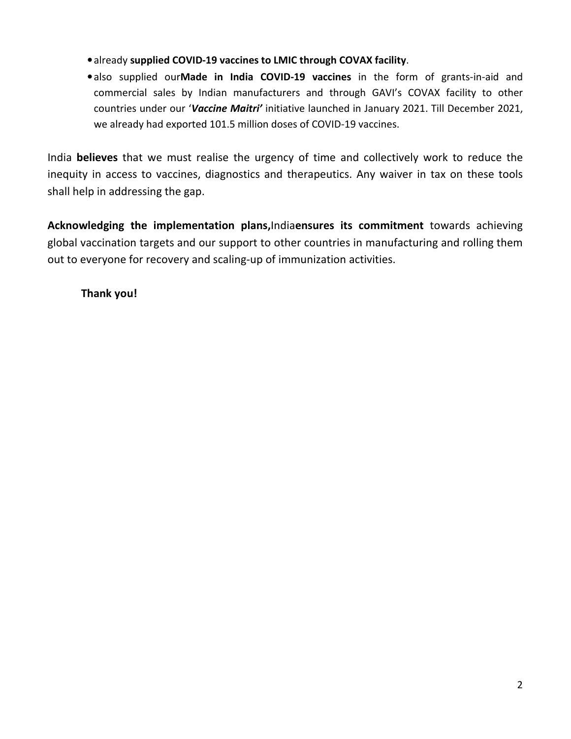- already **supplied COVID-19 vaccines to LMIC through COVAX facility**.
- also supplied our**Made in India COVID-19 vaccines** in the form of grants-in-aid and commercial sales by Indian manufacturers and through GAVI's COVAX facility to other countries under our '***Vaccine Maitri'*** initiative launched in January 2021. Till December 2021, we already had exported 101.5 million doses of COVID-19 vaccines.

India **believes** that we must realise the urgency of time and collectively work to reduce the inequity in access to vaccines, diagnostics and therapeutics. Any waiver in tax on these tools shall help in addressing the gap.

**Acknowledging the implementation plans,**India**ensures its commitment** towards achieving global vaccination targets and our support to other countries in manufacturing and rolling them out to everyone for recovery and scaling-up of immunization activities.

**Thank you!**